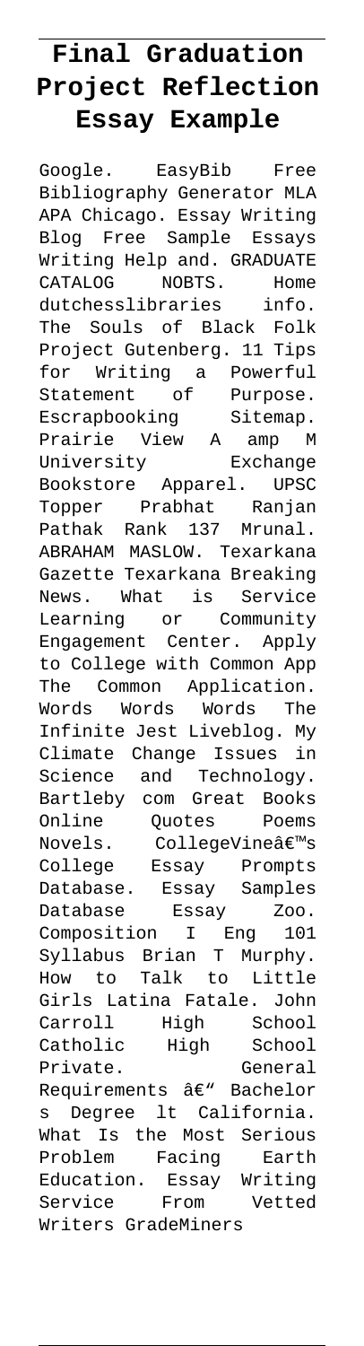# Final Graduation Project Reflection Essay Example

Google. EasyBib Free Bibliography Generator MLA APA Chicago. Essay Writing Blog Free Sample Essays Writing Help and. GRADUATE CATALOG NOBTS. Home dutchesslibraries info. The Souls of Black Folk Project Gutenberg. 11 Tips for Writing a Powerful Statement of Purpose. Escrapbooking Sitemap. Prairie View A amp M University Exchange Bookstore Apparel. UPSC Topper Prabhat Ranjan Pathak Rank 137 Mrunal. ABRAHAM MASLOW. Texarkana Gazette Texarkana Breaking News. What is Service Learning or Community Engagement Center. Apply to College with Common App The Common Application. Words Words Words The Infinite Jest Liveblog. My Climate Change Issues in Science and Technology. Bartleby com Great Books Online Quotes Poems Novels. CollegeVineâ€™s College Essay Prompts Database. Essay Samples Database Essay Zoo. Composition I Eng 101 Syllabus Brian T Murphy. How to Talk to Little Girls Latina Fatale. John Carroll High School Catholic High School Private. General Requirements â€" Bachelor s Degree lt California. What Is the Most Serious Problem Facing Earth Education. Essay Writing Service From Vetted Writers GradeMiners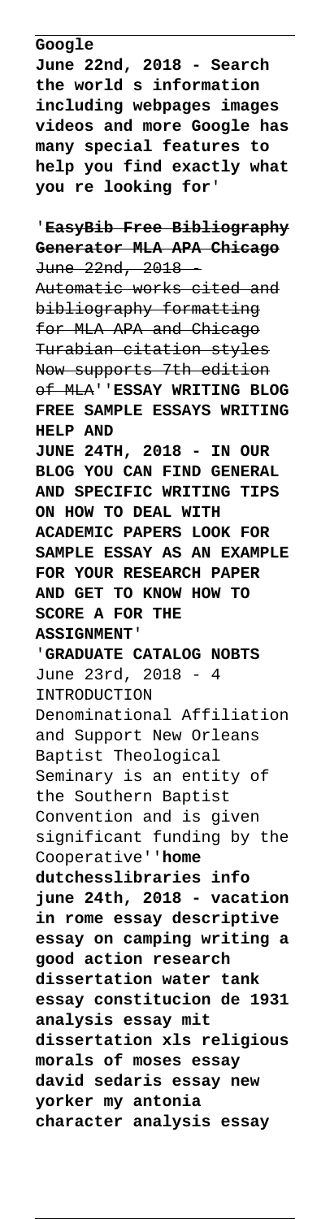**Google**
**June 22nd, 2018 - Search the world s information including webpages images videos and more Google has many special features to help you find exactly what you re looking for**'

'~~**EasyBib Free Bibliography Generator MLA APA Chicago**~~
~~June 22nd, 2018 - Automatic works cited and bibliography formatting for MLA APA and Chicago Turabian citation styles Now supports 7th edition of MLA~~''**ESSAY WRITING BLOG FREE SAMPLE ESSAYS WRITING HELP AND**
**JUNE 24TH, 2018 - IN OUR BLOG YOU CAN FIND GENERAL AND SPECIFIC WRITING TIPS ON HOW TO DEAL WITH ACADEMIC PAPERS LOOK FOR SAMPLE ESSAY AS AN EXAMPLE FOR YOUR RESEARCH PAPER AND GET TO KNOW HOW TO SCORE A FOR THE ASSIGNMENT**'

'**GRADUATE CATALOG NOBTS**
June 23rd, 2018 - 4 INTRODUCTION Denominational Affiliation and Support New Orleans Baptist Theological Seminary is an entity of the Southern Baptist Convention and is given significant funding by the Cooperative''**home dutchesslibraries info**
**june 24th, 2018 - vacation in rome essay descriptive essay on camping writing a good action research dissertation water tank essay constitucion de 1931 analysis essay mit dissertation xls religious morals of moses essay david sedaris essay new yorker my antonia character analysis essay**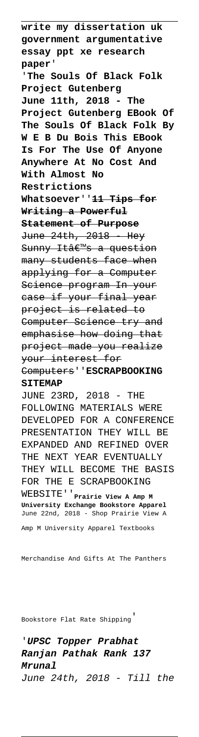**write my dissertation uk government argumentative essay ppt xe research paper**'

'**The Souls Of Black Folk Project Gutenberg**
**June 11th, 2018 - The Project Gutenberg EBook Of The Souls Of Black Folk By W E B Du Bois This EBook Is For The Use Of Anyone Anywhere At No Cost And With Almost No Restrictions Whatsoever**''~~**11 Tips for Writing a Powerful Statement of Purpose**~~
~~June 24th, 2018 - Hey Sunny Itâ€™s a question many students face when applying for a Computer Science program In your case if your final year project is related to Computer Science try and emphasise how doing that project made you realize your interest for Computers~~''**ESCRAPBOOKING SITEMAP**
JUNE 23RD, 2018 - THE FOLLOWING MATERIALS WERE DEVELOPED FOR A CONFERENCE PRESENTATION THEY WILL BE EXPANDED AND REFINED OVER THE NEXT YEAR EVENTUALLY THEY WILL BECOME THE BASIS FOR THE E SCRAPBOOKING WEBSITE''**Prairie View A Amp M University Exchange Bookstore Apparel**
June 22nd, 2018 - Shop Prairie View A Amp M University Apparel Textbooks Merchandise And Gifts At The Panthers Bookstore Flat Rate Shipping'

'***UPSC Topper Prabhat Ranjan Pathak Rank 137 Mrunal***
*June 24th, 2018 - Till the*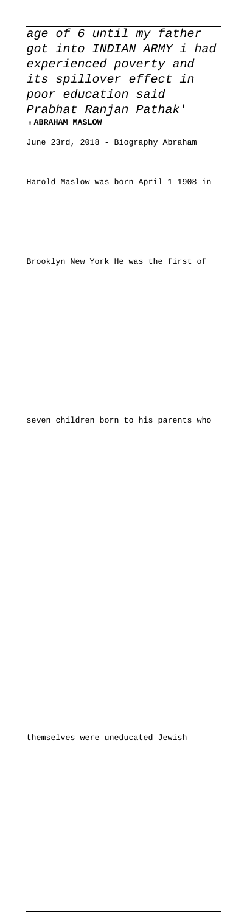*age of 6 until my father got into INDIAN ARMY i had experienced poverty and its spillover effect in poor education said Prabhat Ranjan Pathak*'

'**ABRAHAM MASLOW**

June 23rd, 2018 - Biography Abraham Harold Maslow was born April 1 1908 in Brooklyn New York He was the first of seven children born to his parents who themselves were uneducated Jewish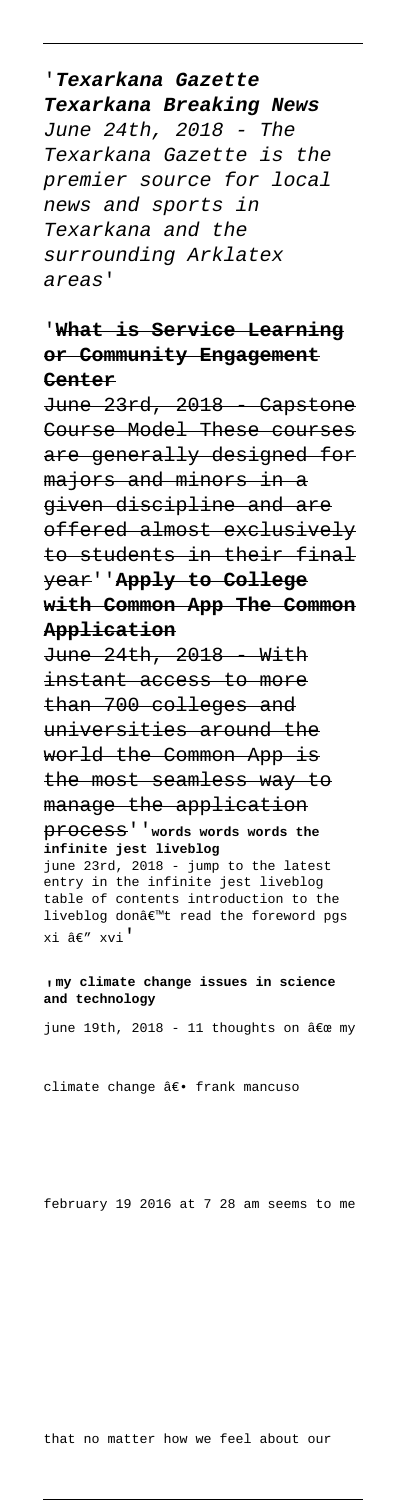'**Texarkana Gazette Texarkana Breaking News**
*June 24th, 2018 - The Texarkana Gazette is the premier source for local news and sports in Texarkana and the surrounding Arklatex areas*'

'**What is Service Learning or Community Engagement Center**
~~June 23rd, 2018 - Capstone Course Model These courses are generally designed for majors and minors in a given discipline and are offered almost exclusively to students in their final year~~''**Apply to College with Common App The Common Application**
~~June 24th, 2018 - With instant access to more than 700 colleges and universities around the world the Common App is the most seamless way to manage the application process~~''**words words words the infinite jest liveblog**
june 23rd, 2018 - jump to the latest entry in the infinite jest liveblog table of contents introduction to the liveblog donâ€™t read the foreword pgs xi â€" xvi'

'**my climate change issues in science and technology**
june 19th, 2018 - 11 thoughts on â€œ my climate change â€• frank mancuso february 19 2016 at 7 28 am seems to me that no matter how we feel about our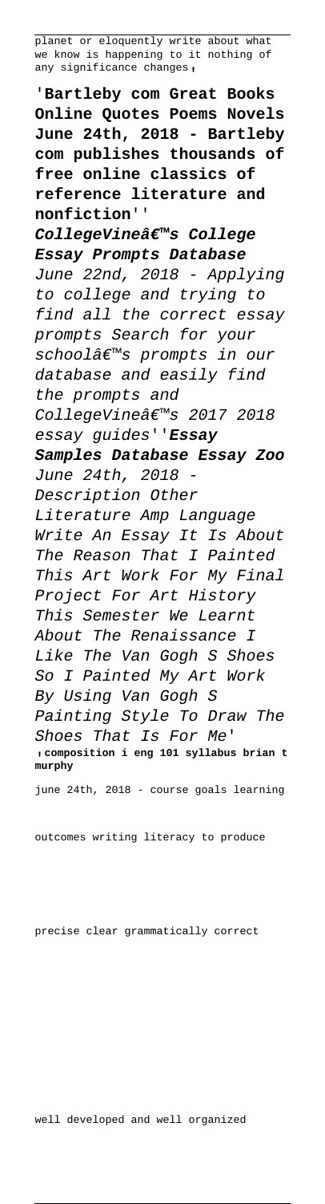planet or eloquently write about what we know is happening to it nothing of any significance changes'

'**Bartleby com Great Books Online Quotes Poems Novels June 24th, 2018 - Bartleby com publishes thousands of free online classics of reference literature and nonfiction**''

***CollegeVineâ€™s College Essay Prompts Database***
*June 22nd, 2018 - Applying to college and trying to find all the correct essay prompts Search for your schoolâ€™s prompts in our database and easily find the prompts and CollegeVineâ€™s 2017 2018 essay guides*''***Essay Samples Database Essay Zoo***
*June 24th, 2018 - Description Other Literature Amp Language Write An Essay It Is About The Reason That I Painted This Art Work For My Final Project For Art History This Semester We Learnt About The Renaissance I Like The Van Gogh S Shoes So I Painted My Art Work By Using Van Gogh S Painting Style To Draw The Shoes That Is For Me*'
'**composition i eng 101 syllabus brian t murphy**

june 24th, 2018 - course goals learning outcomes writing literacy to produce precise clear grammatically correct well developed and well organized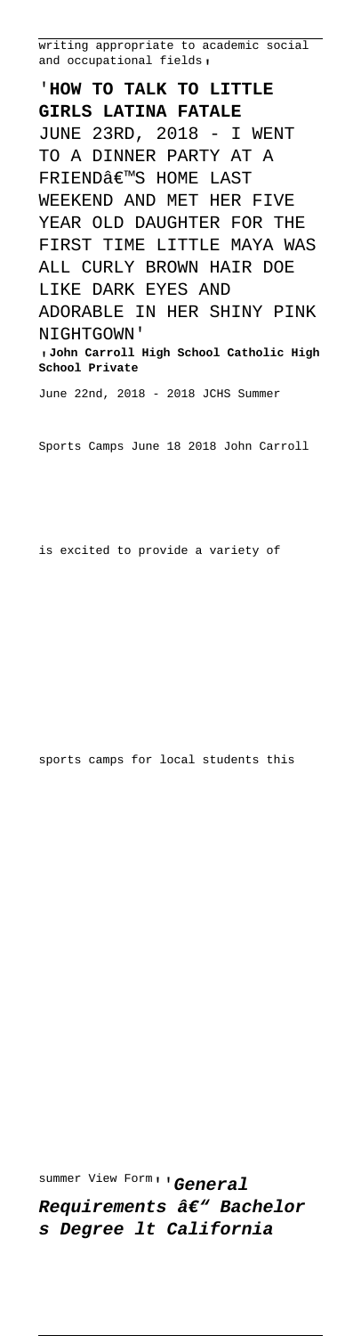writing appropriate to academic social and occupational fields'

'**HOW TO TALK TO LITTLE GIRLS LATINA FATALE**
JUNE 23RD, 2018 - I WENT TO A DINNER PARTY AT A FRIENDâ€™S HOME LAST WEEKEND AND MET HER FIVE YEAR OLD DAUGHTER FOR THE FIRST TIME LITTLE MAYA WAS ALL CURLY BROWN HAIR DOE LIKE DARK EYES AND ADORABLE IN HER SHINY PINK NIGHTGOWN'

'**John Carroll High School Catholic High School Private**
June 22nd, 2018 - 2018 JCHS Summer Sports Camps June 18 2018 John Carroll is excited to provide a variety of sports camps for local students this summer View Form''***General Requirements â€" Bachelor s Degree lt California***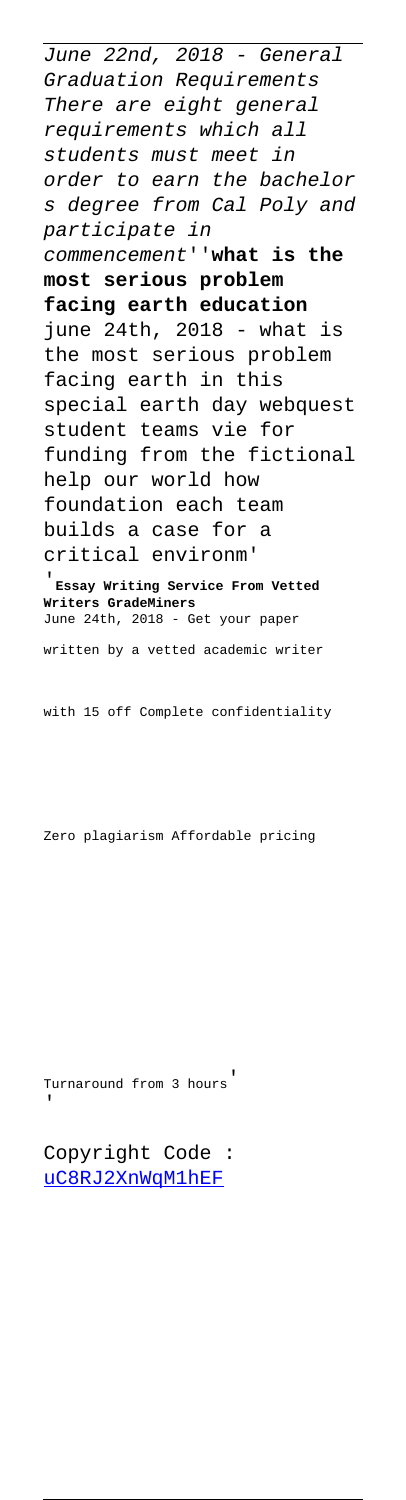*June 22nd, 2018 - General Graduation Requirements There are eight general requirements which all students must meet in order to earn the bachelor s degree from Cal Poly and participate in commencement*''**what is the most serious problem facing earth education**

june 24th, 2018 - what is the most serious problem facing earth in this special earth day webquest student teams vie for funding from the fictional help our world how foundation each team builds a case for a critical environm'

'**Essay Writing Service From Vetted Writers GradeMiners**

June 24th, 2018 - Get your paper written by a vetted academic writer with 15 off Complete confidentiality Zero plagiarism Affordable pricing Turnaround from 3 hours'

'

Copyright Code : uC8RJ2XnWqM1hEF